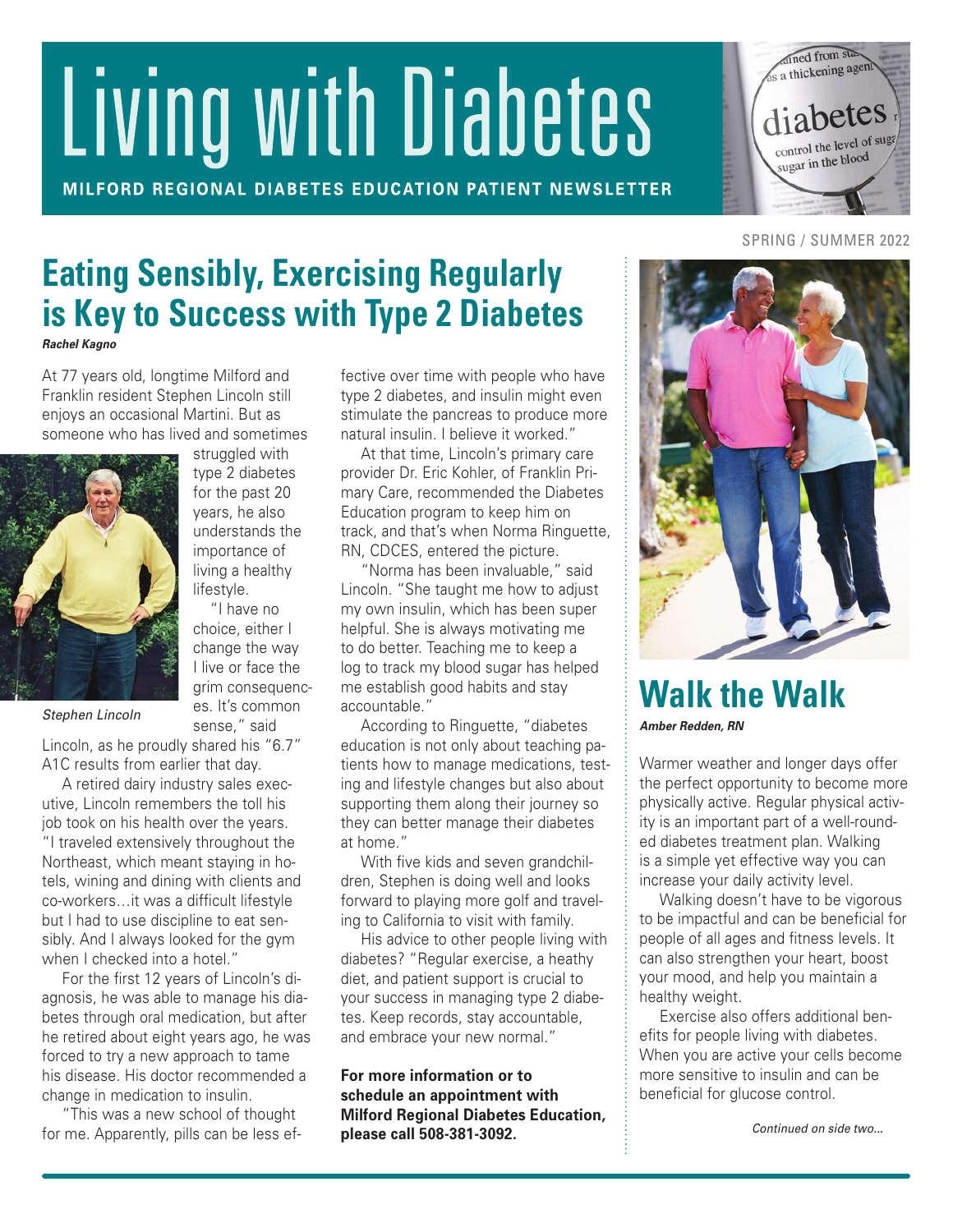# Living with Diabetes

**MILFORD REGIONAL DIABETES EDUCATION PATIENT NEWSLETTER**

SPRING / SUMMER 2022

## Eating Sensibly, Exercising Regularly is Key to Success with Type 2 Diabetes

***Rachel Kagno***

At 77 years old, longtime Milford and Franklin resident Stephen Lincoln still enjoys an occasional Martini. But as someone who has lived and sometimes struggled with type 2 diabetes for the past 20 years, he also understands the importance of living a healthy lifestyle.

*Stephen Lincoln*

"I have no choice, either I change the way I live or face the grim consequences. It's common sense," said Lincoln, as he proudly shared his "6.7" A1C results from earlier that day.

A retired dairy industry sales executive, Lincoln remembers the toll his job took on his health over the years. "I traveled extensively throughout the Northeast, which meant staying in hotels, wining and dining with clients and co-workers…it was a difficult lifestyle but I had to use discipline to eat sensibly. And I always looked for the gym when I checked into a hotel."

For the first 12 years of Lincoln's diagnosis, he was able to manage his diabetes through oral medication, but after he retired about eight years ago, he was forced to try a new approach to tame his disease. His doctor recommended a change in medication to insulin.

"This was a new school of thought for me. Apparently, pills can be less effective over time with people who have type 2 diabetes, and insulin might even stimulate the pancreas to produce more natural insulin. I believe it worked."

At that time, Lincoln's primary care provider Dr. Eric Kohler, of Franklin Primary Care, recommended the Diabetes Education program to keep him on track, and that's when Norma Ringuette, RN, CDCES, entered the picture.

"Norma has been invaluable," said Lincoln. "She taught me how to adjust my own insulin, which has been super helpful. She is always motivating me to do better. Teaching me to keep a log to track my blood sugar has helped me establish good habits and stay accountable."

According to Ringuette, "diabetes education is not only about teaching patients how to manage medications, testing and lifestyle changes but also about supporting them along their journey so they can better manage their diabetes at home."

With five kids and seven grandchildren, Stephen is doing well and looks forward to playing more golf and traveling to California to visit with family.

His advice to other people living with diabetes? "Regular exercise, a heathy diet, and patient support is crucial to your success in managing type 2 diabetes. Keep records, stay accountable, and embrace your new normal."

**For more information or to schedule an appointment with Milford Regional Diabetes Education, please call 508-381-3092.**

## Walk the Walk

***Amber Redden, RN***

Warmer weather and longer days offer the perfect opportunity to become more physically active. Regular physical activity is an important part of a well-rounded diabetes treatment plan. Walking is a simple yet effective way you can increase your daily activity level.

Walking doesn't have to be vigorous to be impactful and can be beneficial for people of all ages and fitness levels. It can also strengthen your heart, boost your mood, and help you maintain a healthy weight.

Exercise also offers additional benefits for people living with diabetes. When you are active your cells become more sensitive to insulin and can be beneficial for glucose control.

*Continued on side two…*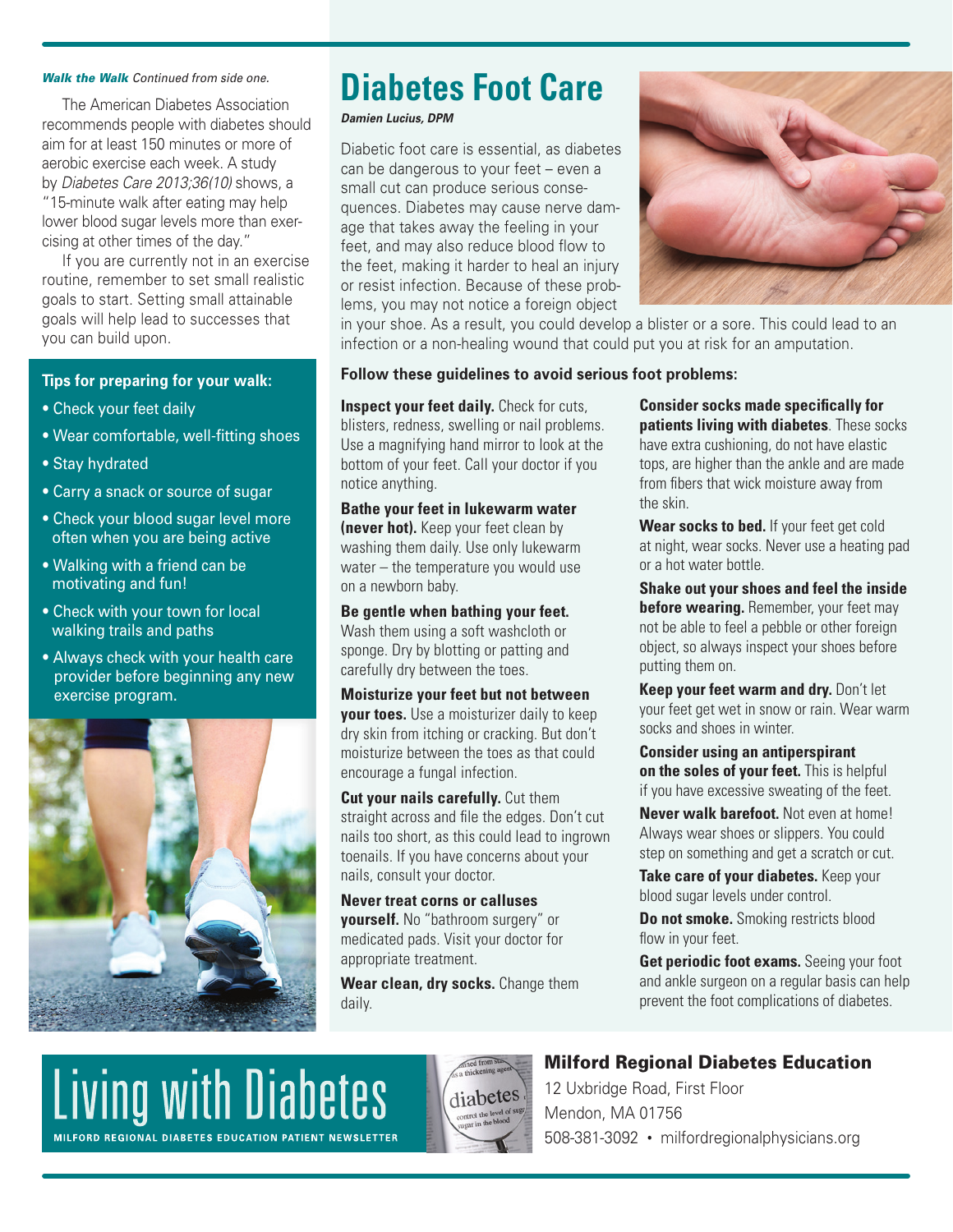***Walk the Walk*** *Continued from side one.*

The American Diabetes Association recommends people with diabetes should aim for at least 150 minutes or more of aerobic exercise each week. A study by *Diabetes Care 2013;36(10)* shows, a "15-minute walk after eating may help lower blood sugar levels more than exercising at other times of the day."

If you are currently not in an exercise routine, remember to set small realistic goals to start. Setting small attainable goals will help lead to successes that you can build upon.

**Tips for preparing for your walk:**

- Check your feet daily
- Wear comfortable, well-fitting shoes
- Stay hydrated
- Carry a snack or source of sugar
- Check your blood sugar level more often when you are being active
- Walking with a friend can be motivating and fun!
- Check with your town for local walking trails and paths
- Always check with your health care provider before beginning any new exercise program.

# Diabetes Foot Care

***Damien Lucius, DPM***

Diabetic foot care is essential, as diabetes can be dangerous to your feet – even a small cut can produce serious consequences. Diabetes may cause nerve damage that takes away the feeling in your feet, and may also reduce blood flow to the feet, making it harder to heal an injury or resist infection. Because of these problems, you may not notice a foreign object in your shoe. As a result, you could develop a blister or a sore. This could lead to an infection or a non-healing wound that could put you at risk for an amputation.

**Follow these guidelines to avoid serious foot problems:**

**Inspect your feet daily.** Check for cuts, blisters, redness, swelling or nail problems. Use a magnifying hand mirror to look at the bottom of your feet. Call your doctor if you notice anything.

**Bathe your feet in lukewarm water (never hot).** Keep your feet clean by washing them daily. Use only lukewarm water – the temperature you would use on a newborn baby.

**Be gentle when bathing your feet.** Wash them using a soft washcloth or sponge. Dry by blotting or patting and carefully dry between the toes.

**Moisturize your feet but not between your toes.** Use a moisturizer daily to keep dry skin from itching or cracking. But don't moisturize between the toes as that could encourage a fungal infection.

**Cut your nails carefully.** Cut them straight across and file the edges. Don't cut nails too short, as this could lead to ingrown toenails. If you have concerns about your nails, consult your doctor.

**Never treat corns or calluses yourself.** No "bathroom surgery" or medicated pads. Visit your doctor for appropriate treatment.

**Wear clean, dry socks.** Change them daily.

**Consider socks made specifically for patients living with diabetes**. These socks have extra cushioning, do not have elastic tops, are higher than the ankle and are made from fibers that wick moisture away from the skin.

**Wear socks to bed.** If your feet get cold at night, wear socks. Never use a heating pad or a hot water bottle.

**Shake out your shoes and feel the inside before wearing.** Remember, your feet may not be able to feel a pebble or other foreign object, so always inspect your shoes before putting them on.

**Keep your feet warm and dry.** Don't let your feet get wet in snow or rain. Wear warm socks and shoes in winter.

**Consider using an antiperspirant on the soles of your feet.** This is helpful if you have excessive sweating of the feet.

**Never walk barefoot.** Not even at home! Always wear shoes or slippers. You could step on something and get a scratch or cut.

**Take care of your diabetes.** Keep your blood sugar levels under control.

**Do not smoke.** Smoking restricts blood flow in your feet.

**Get periodic foot exams.** Seeing your foot and ankle surgeon on a regular basis can help prevent the foot complications of diabetes.

# Living with Diabetes

MILFORD REGIONAL DIABETES EDUCATION PATIENT NEWSLETTER

**Milford Regional Diabetes Education**
12 Uxbridge Road, First Floor
Mendon, MA 01756
508-381-3092 • milfordregionalphysicians.org